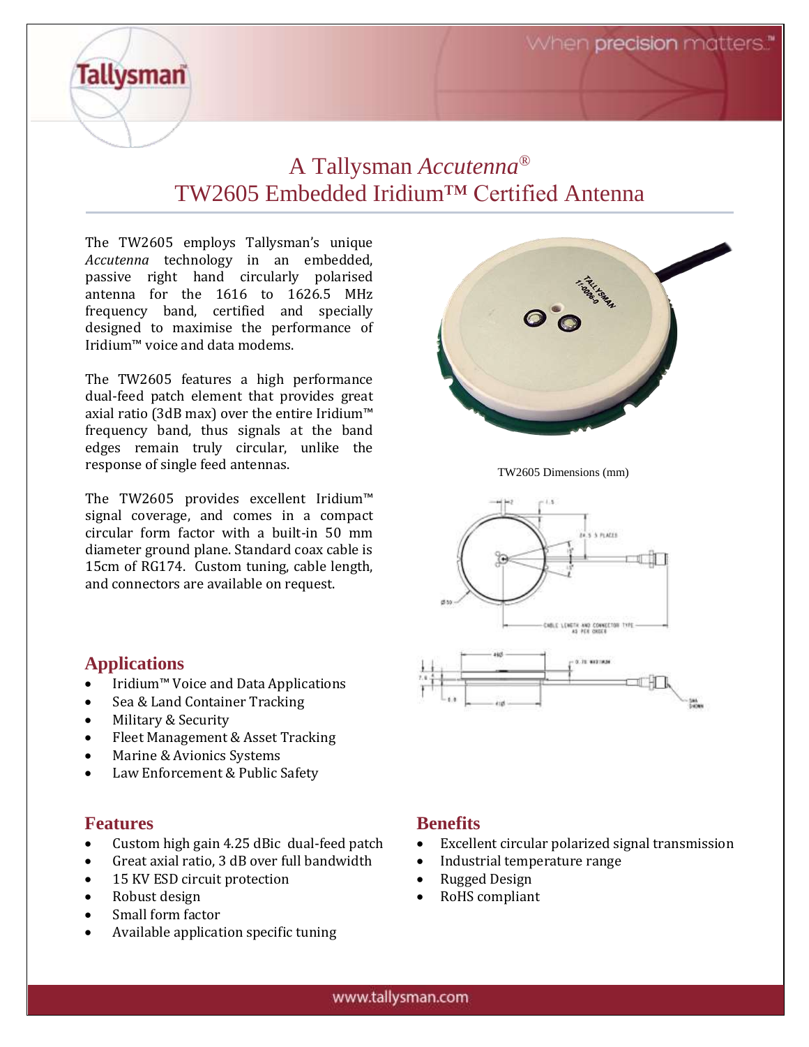# A Tallysman *Accutenna*®
# TW2605 Embedded Iridium™ Certified Antenna

The TW2605 employs Tallysman's unique *Accutenna* technology in an embedded, passive right hand circularly polarised antenna for the 1616 to 1626.5 MHz frequency band, certified and specially designed to maximise the performance of Iridium™ voice and data modems.

The TW2605 features a high performance dual-feed patch element that provides great axial ratio (3dB max) over the entire Iridium™ frequency band, thus signals at the band edges remain truly circular, unlike the response of single feed antennas.

The TW2605 provides excellent Iridium™ signal coverage, and comes in a compact circular form factor with a built-in 50 mm diameter ground plane. Standard coax cable is 15cm of RG174. Custom tuning, cable length, and connectors are available on request.

TW2605 Dimensions (mm)

## Applications

- Iridium™ Voice and Data Applications
- Sea & Land Container Tracking
- Military & Security
- Fleet Management & Asset Tracking
- Marine & Avionics Systems
- Law Enforcement & Public Safety

## Features

- Custom high gain 4.25 dBic dual-feed patch
- Great axial ratio, 3 dB over full bandwidth
- 15 KV ESD circuit protection
- Robust design
- Small form factor
- Available application specific tuning

## Benefits

- Excellent circular polarized signal transmission
- Industrial temperature range
- Rugged Design
- RoHS compliant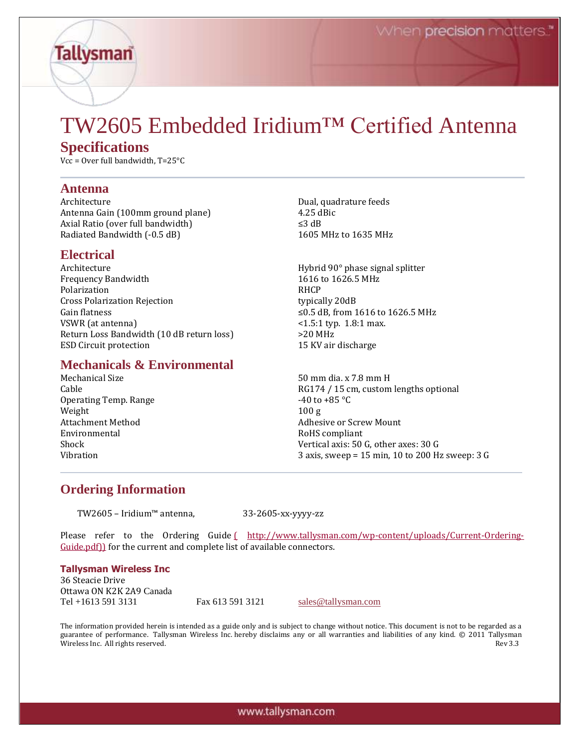# TW2605 Embedded Iridium™ Certified Antenna

## Specifications

Vcc = Over full bandwidth, T=25°C

### Antenna

| | |
|---|---|
| Architecture | Dual, quadrature feeds |
| Antenna Gain (100mm ground plane) | 4.25 dBic |
| Axial Ratio (over full bandwidth) | ≤3 dB |
| Radiated Bandwidth (-0.5 dB) | 1605 MHz to 1635 MHz |

### Electrical

| | |
|---|---|
| Architecture | Hybrid 90° phase signal splitter |
| Frequency Bandwidth | 1616 to 1626.5 MHz |
| Polarization | RHCP |
| Cross Polarization Rejection | typically 20dB |
| Gain flatness | ≤0.5 dB, from 1616 to 1626.5 MHz |
| VSWR (at antenna) | <1.5:1 typ. 1.8:1 max. |
| Return Loss Bandwidth (10 dB return loss) | >20 MHz |
| ESD Circuit protection | 15 KV air discharge |

### Mechanicals & Environmental

| | |
|---|---|
| Mechanical Size | 50 mm dia. x 7.8 mm H |
| Cable | RG174 / 15 cm, custom lengths optional |
| Operating Temp. Range | -40 to +85 °C |
| Weight | 100 g |
| Attachment Method | Adhesive or Screw Mount |
| Environmental | RoHS compliant |
| Shock | Vertical axis: 50 G, other axes: 30 G |
| Vibration | 3 axis, sweep = 15 min, 10 to 200 Hz sweep: 3 G |

## Ordering Information

TW2605 – Iridium™ antenna, 33-2605-xx-yyyy-zz

Please refer to the Ordering Guide ( http://www.tallysman.com/wp-content/uploads/Current-Ordering-Guide.pdf)) for the current and complete list of available connectors.

**Tallysman Wireless Inc**
36 Steacie Drive
Ottawa ON K2K 2A9 Canada
Tel +1613 591 3131 Fax 613 591 3121 sales@tallysman.com

The information provided herein is intended as a guide only and is subject to change without notice. This document is not to be regarded as a guarantee of performance. Tallysman Wireless Inc. hereby disclaims any or all warranties and liabilities of any kind. © 2011 Tallysman Wireless Inc. All rights reserved. Rev 3.3